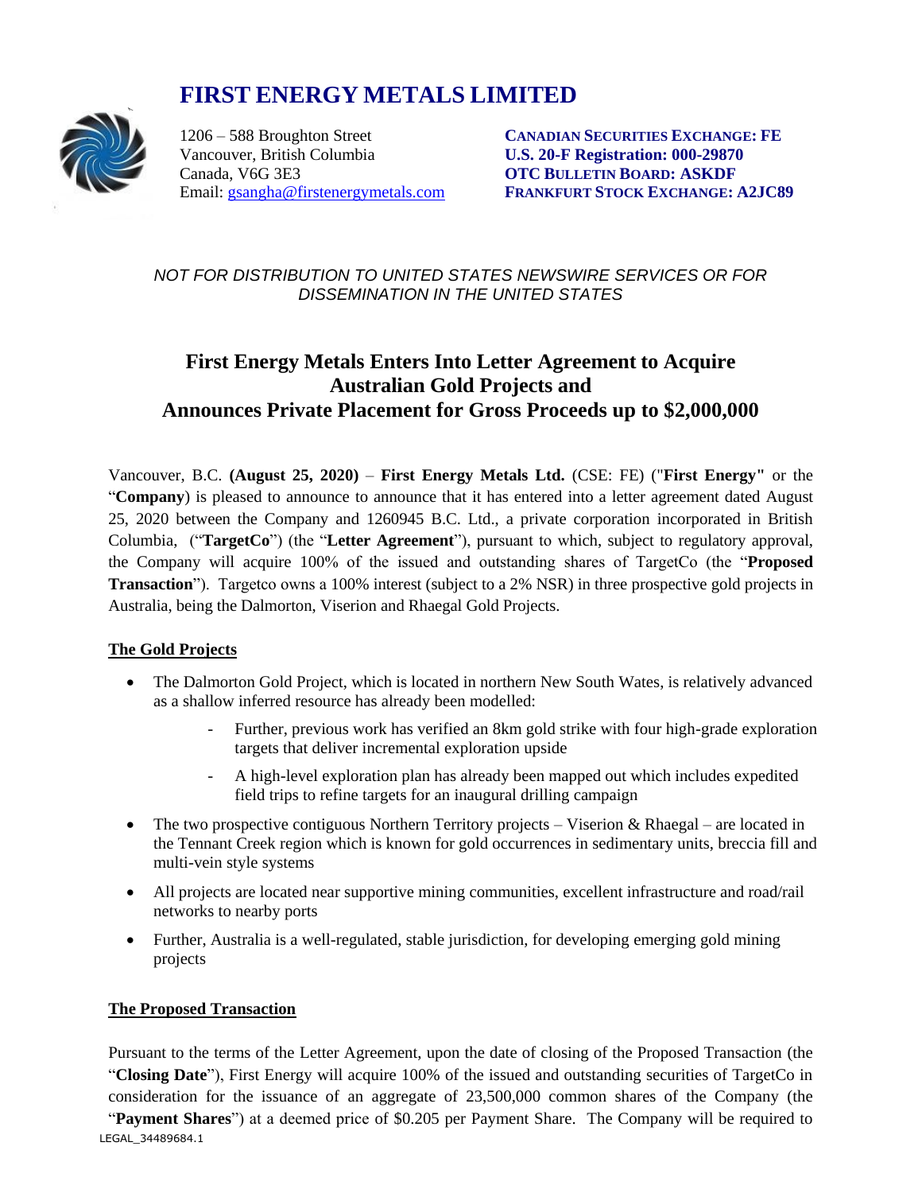# FIRST ENERGY METALS LIMITED

1206 – 588 Broughton Street
Vancouver, British Columbia
Canada, V6G 3E3
Email: gsangha@firstenergymetals.com

**CANADIAN SECURITIES EXCHANGE: FE**
**U.S. 20-F Registration: 000-29870**
**OTC BULLETIN BOARD: ASKDF**
**FRANKFURT STOCK EXCHANGE: A2JC89**

*NOT FOR DISTRIBUTION TO UNITED STATES NEWSWIRE SERVICES OR FOR DISSEMINATION IN THE UNITED STATES*

## First Energy Metals Enters Into Letter Agreement to Acquire Australian Gold Projects and Announces Private Placement for Gross Proceeds up to $2,000,000

Vancouver, B.C. **(August 25, 2020)** – **First Energy Metals Ltd.** (CSE: FE) ("**First Energy"** or the "**Company**) is pleased to announce to announce that it has entered into a letter agreement dated August 25, 2020 between the Company and 1260945 B.C. Ltd., a private corporation incorporated in British Columbia, ("**TargetCo**") (the "**Letter Agreement**"), pursuant to which, subject to regulatory approval, the Company will acquire 100% of the issued and outstanding shares of TargetCo (the "**Proposed Transaction**"). Targetco owns a 100% interest (subject to a 2% NSR) in three prospective gold projects in Australia, being the Dalmorton, Viserion and Rhaegal Gold Projects.

**The Gold Projects**

- The Dalmorton Gold Project, which is located in northern New South Wates, is relatively advanced as a shallow inferred resource has already been modelled:
  - Further, previous work has verified an 8km gold strike with four high-grade exploration targets that deliver incremental exploration upside
  - A high-level exploration plan has already been mapped out which includes expedited field trips to refine targets for an inaugural drilling campaign
- The two prospective contiguous Northern Territory projects – Viserion & Rhaegal – are located in the Tennant Creek region which is known for gold occurrences in sedimentary units, breccia fill and multi-vein style systems
- All projects are located near supportive mining communities, excellent infrastructure and road/rail networks to nearby ports
- Further, Australia is a well-regulated, stable jurisdiction, for developing emerging gold mining projects

**The Proposed Transaction**

Pursuant to the terms of the Letter Agreement, upon the date of closing of the Proposed Transaction (the "**Closing Date**"), First Energy will acquire 100% of the issued and outstanding securities of TargetCo in consideration for the issuance of an aggregate of 23,500,000 common shares of the Company (the "**Payment Shares**") at a deemed price of $0.205 per Payment Share. The Company will be required to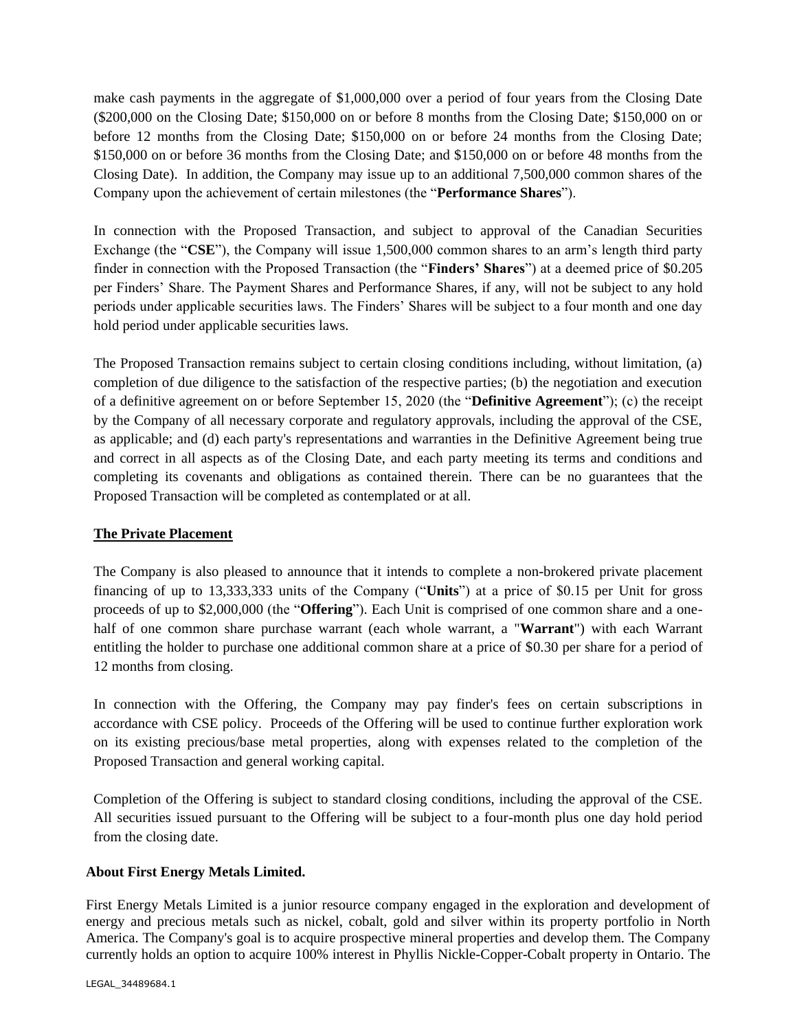make cash payments in the aggregate of $1,000,000 over a period of four years from the Closing Date ($200,000 on the Closing Date; $150,000 on or before 8 months from the Closing Date; $150,000 on or before 12 months from the Closing Date; $150,000 on or before 24 months from the Closing Date; $150,000 on or before 36 months from the Closing Date; and $150,000 on or before 48 months from the Closing Date). In addition, the Company may issue up to an additional 7,500,000 common shares of the Company upon the achievement of certain milestones (the "**Performance Shares**").

In connection with the Proposed Transaction, and subject to approval of the Canadian Securities Exchange (the "**CSE**"), the Company will issue 1,500,000 common shares to an arm's length third party finder in connection with the Proposed Transaction (the "**Finders' Shares**") at a deemed price of $0.205 per Finders' Share. The Payment Shares and Performance Shares, if any, will not be subject to any hold periods under applicable securities laws. The Finders' Shares will be subject to a four month and one day hold period under applicable securities laws.

The Proposed Transaction remains subject to certain closing conditions including, without limitation, (a) completion of due diligence to the satisfaction of the respective parties; (b) the negotiation and execution of a definitive agreement on or before September 15, 2020 (the "**Definitive Agreement**"); (c) the receipt by the Company of all necessary corporate and regulatory approvals, including the approval of the CSE, as applicable; and (d) each party's representations and warranties in the Definitive Agreement being true and correct in all aspects as of the Closing Date, and each party meeting its terms and conditions and completing its covenants and obligations as contained therein. There can be no guarantees that the Proposed Transaction will be completed as contemplated or at all.

**The Private Placement**

The Company is also pleased to announce that it intends to complete a non-brokered private placement financing of up to 13,333,333 units of the Company ("**Units**") at a price of $0.15 per Unit for gross proceeds of up to $2,000,000 (the "**Offering**"). Each Unit is comprised of one common share and a one-half of one common share purchase warrant (each whole warrant, a "**Warrant**") with each Warrant entitling the holder to purchase one additional common share at a price of $0.30 per share for a period of 12 months from closing.

In connection with the Offering, the Company may pay finder's fees on certain subscriptions in accordance with CSE policy. Proceeds of the Offering will be used to continue further exploration work on its existing precious/base metal properties, along with expenses related to the completion of the Proposed Transaction and general working capital.

Completion of the Offering is subject to standard closing conditions, including the approval of the CSE. All securities issued pursuant to the Offering will be subject to a four-month plus one day hold period from the closing date.

**About First Energy Metals Limited.**

First Energy Metals Limited is a junior resource company engaged in the exploration and development of energy and precious metals such as nickel, cobalt, gold and silver within its property portfolio in North America. The Company's goal is to acquire prospective mineral properties and develop them. The Company currently holds an option to acquire 100% interest in Phyllis Nickle-Copper-Cobalt property in Ontario. The

LEGAL_34489684.1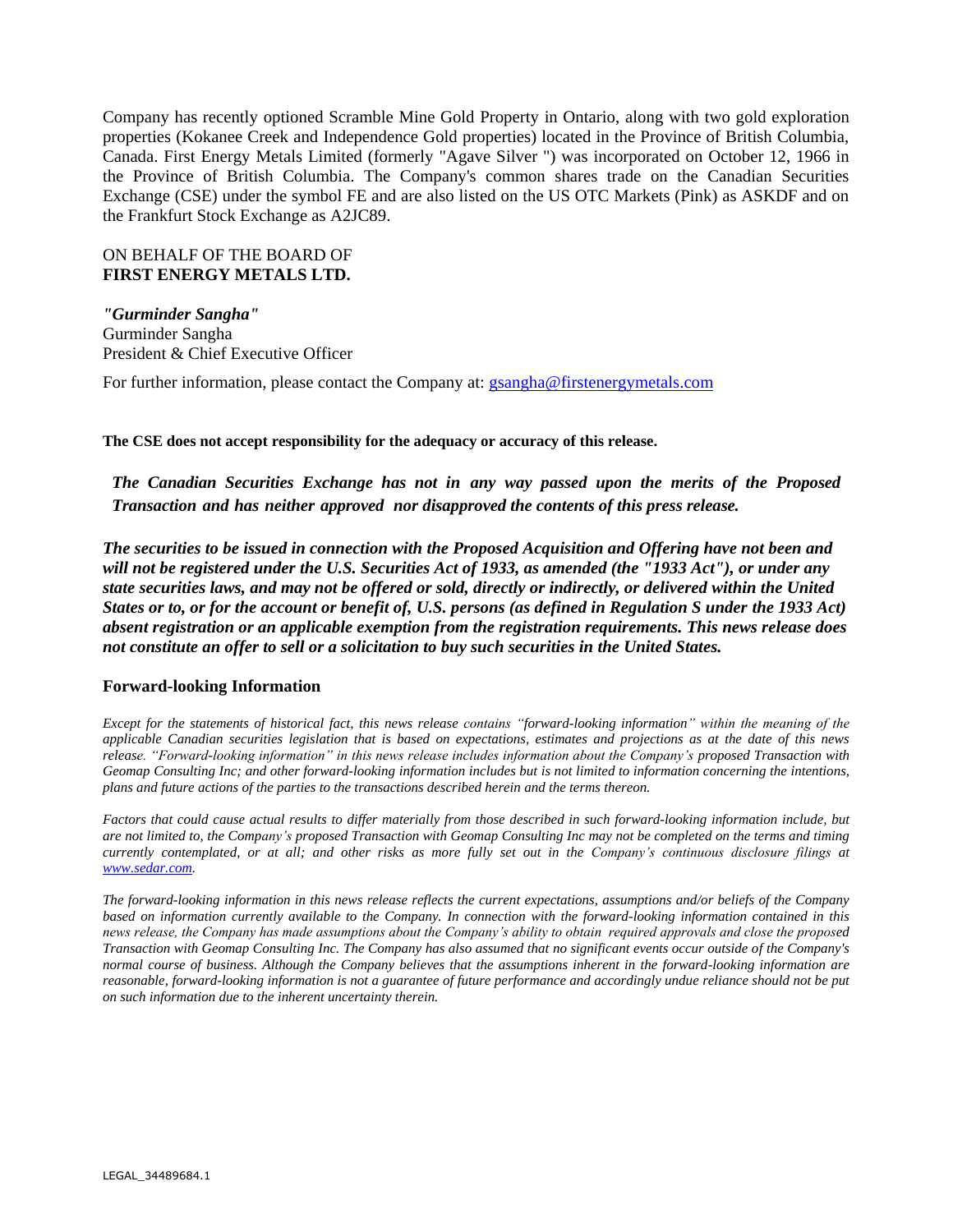Company has recently optioned Scramble Mine Gold Property in Ontario, along with two gold exploration properties (Kokanee Creek and Independence Gold properties) located in the Province of British Columbia, Canada. First Energy Metals Limited (formerly "Agave Silver ") was incorporated on October 12, 1966 in the Province of British Columbia. The Company's common shares trade on the Canadian Securities Exchange (CSE) under the symbol FE and are also listed on the US OTC Markets (Pink) as ASKDF and on the Frankfurt Stock Exchange as A2JC89.

ON BEHALF OF THE BOARD OF
**FIRST ENERGY METALS LTD.**

***"Gurminder Sangha"***
Gurminder Sangha
President & Chief Executive Officer

For further information, please contact the Company at: gsangha@firstenergymetals.com

**The CSE does not accept responsibility for the adequacy or accuracy of this release.**

***The Canadian Securities Exchange has not in any way passed upon the merits of the Proposed Transaction and has neither approved nor disapproved the contents of this press release.***

***The securities to be issued in connection with the Proposed Acquisition and Offering have not been and will not be registered under the U.S. Securities Act of 1933, as amended (the "1933 Act"), or under any state securities laws, and may not be offered or sold, directly or indirectly, or delivered within the United States or to, or for the account or benefit of, U.S. persons (as defined in Regulation S under the 1933 Act) absent registration or an applicable exemption from the registration requirements. This news release does not constitute an offer to sell or a solicitation to buy such securities in the United States.***

### Forward-looking Information

*Except for the statements of historical fact, this news release contains "forward-looking information" within the meaning of the applicable Canadian securities legislation that is based on expectations, estimates and projections as at the date of this news release. "Forward-looking information" in this news release includes information about the Company's proposed Transaction with Geomap Consulting Inc; and other forward-looking information includes but is not limited to information concerning the intentions, plans and future actions of the parties to the transactions described herein and the terms thereon.*

*Factors that could cause actual results to differ materially from those described in such forward-looking information include, but are not limited to, the Company's proposed Transaction with Geomap Consulting Inc may not be completed on the terms and timing currently contemplated, or at all; and other risks as more fully set out in the Company's continuous disclosure filings at www.sedar.com.*

*The forward-looking information in this news release reflects the current expectations, assumptions and/or beliefs of the Company based on information currently available to the Company. In connection with the forward-looking information contained in this news release, the Company has made assumptions about the Company's ability to obtain required approvals and close the proposed Transaction with Geomap Consulting Inc. The Company has also assumed that no significant events occur outside of the Company's normal course of business. Although the Company believes that the assumptions inherent in the forward-looking information are reasonable, forward-looking information is not a guarantee of future performance and accordingly undue reliance should not be put on such information due to the inherent uncertainty therein.*

LEGAL_34489684.1